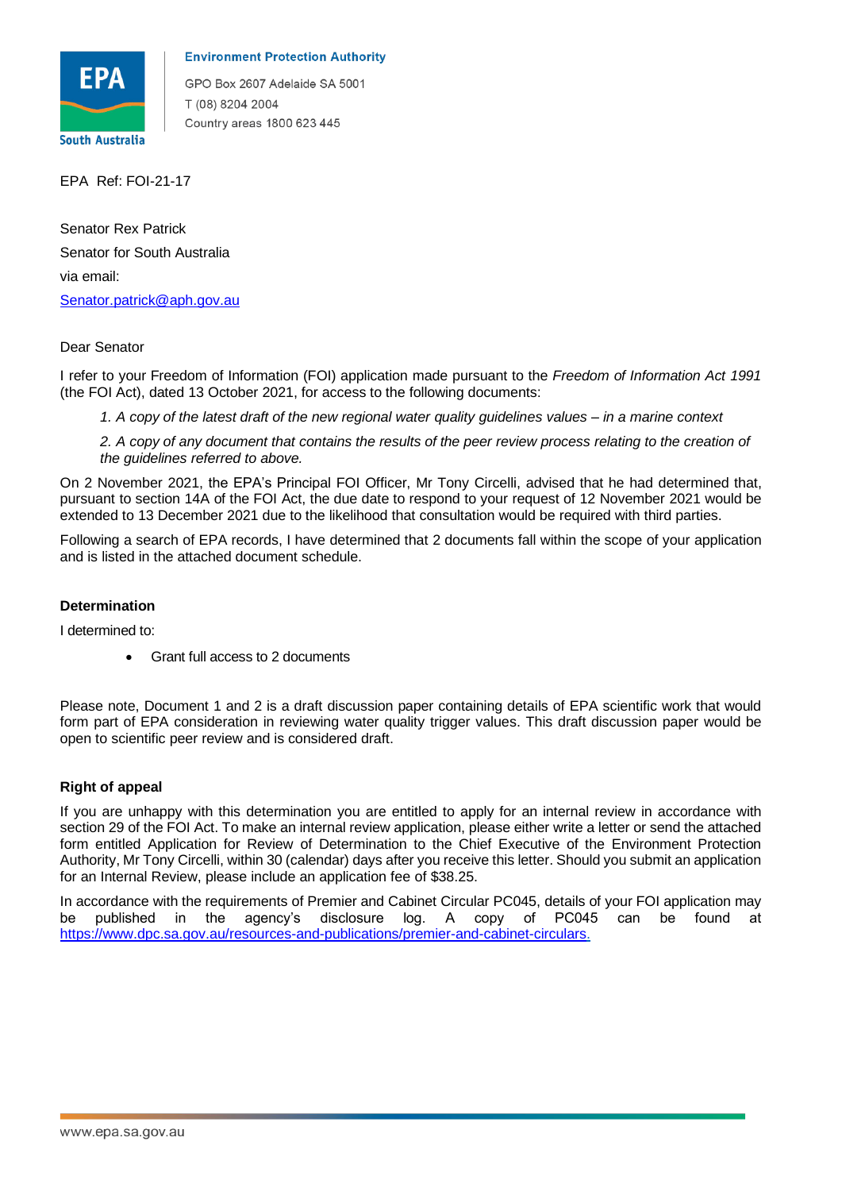**Environment Protection Authority**

GPO Box 2607 Adelaide SA 5001
T (08) 8204 2004
Country areas 1800 623 445

EPA Ref: FOI-21-17

Senator Rex Patrick
Senator for South Australia
via email:
Senator.patrick@aph.gov.au

Dear Senator

I refer to your Freedom of Information (FOI) application made pursuant to the *Freedom of Information Act 1991* (the FOI Act), dated 13 October 2021, for access to the following documents:

*1. A copy of the latest draft of the new regional water quality guidelines values – in a marine context*

*2. A copy of any document that contains the results of the peer review process relating to the creation of the guidelines referred to above.*

On 2 November 2021, the EPA's Principal FOI Officer, Mr Tony Circelli, advised that he had determined that, pursuant to section 14A of the FOI Act, the due date to respond to your request of 12 November 2021 would be extended to 13 December 2021 due to the likelihood that consultation would be required with third parties.

Following a search of EPA records, I have determined that 2 documents fall within the scope of your application and is listed in the attached document schedule.

**Determination**

I determined to:

- Grant full access to 2 documents

Please note, Document 1 and 2 is a draft discussion paper containing details of EPA scientific work that would form part of EPA consideration in reviewing water quality trigger values. This draft discussion paper would be open to scientific peer review and is considered draft.

**Right of appeal**

If you are unhappy with this determination you are entitled to apply for an internal review in accordance with section 29 of the FOI Act. To make an internal review application, please either write a letter or send the attached form entitled Application for Review of Determination to the Chief Executive of the Environment Protection Authority, Mr Tony Circelli, within 30 (calendar) days after you receive this letter. Should you submit an application for an Internal Review, please include an application fee of $38.25.

In accordance with the requirements of Premier and Cabinet Circular PC045, details of your FOI application may be published in the agency's disclosure log. A copy of PC045 can be found at https://www.dpc.sa.gov.au/resources-and-publications/premier-and-cabinet-circulars.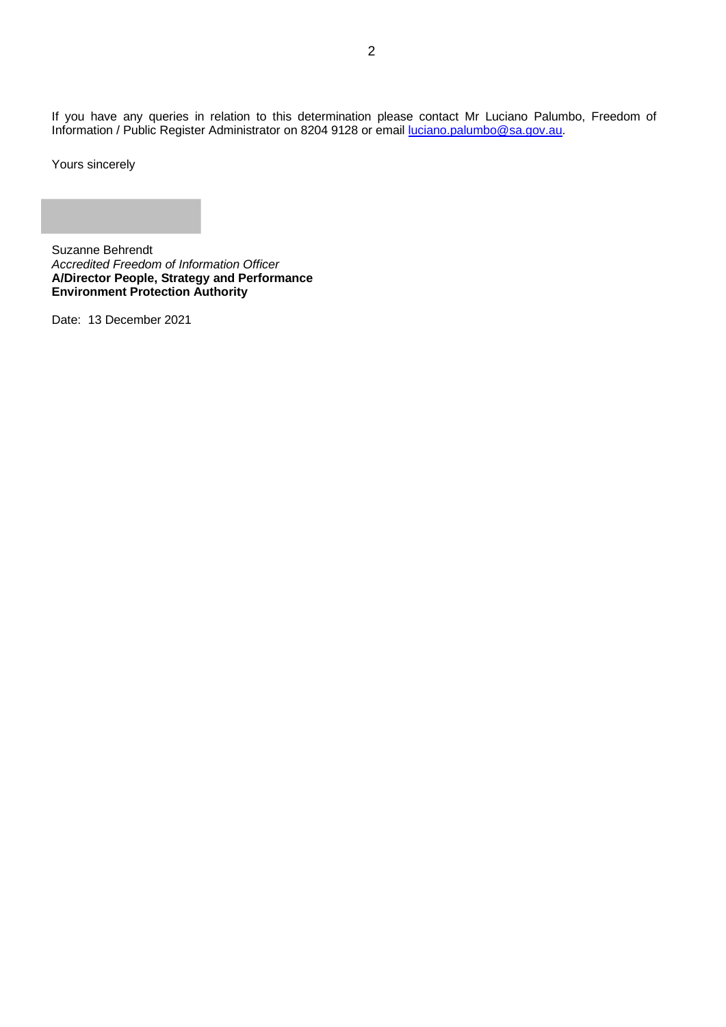If you have any queries in relation to this determination please contact Mr Luciano Palumbo, Freedom of Information / Public Register Administrator on 8204 9128 or email [luciano.palumbo@sa.gov.au](mailto:luciano.palumbo@sa.gov.au).

Yours sincerely

Suzanne Behrendt
*Accredited Freedom of Information Officer*
**A/Director People, Strategy and Performance**
**Environment Protection Authority**

Date: 13 December 2021